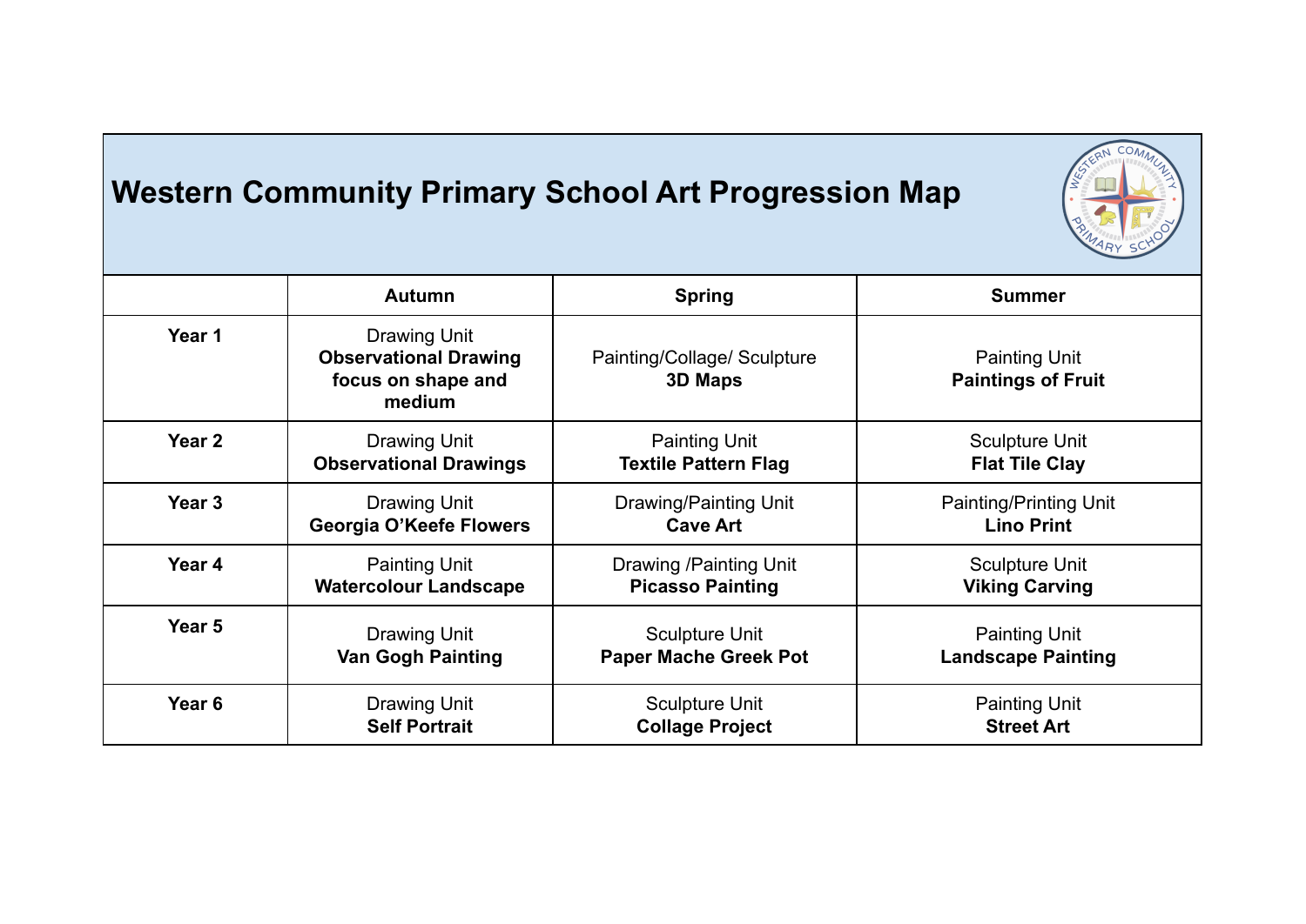# Western Community Primary School Art Progression Map

| | Autumn | Spring | Summer |
|---|---|---|---|
| **Year 1** | Drawing Unit **Observational Drawing focus on shape and medium** | Painting/Collage/ Sculpture **3D Maps** | Painting Unit **Paintings of Fruit** |
| **Year 2** | Drawing Unit **Observational Drawings** | Painting Unit **Textile Pattern Flag** | Sculpture Unit **Flat Tile Clay** |
| **Year 3** | Drawing Unit **Georgia O'Keefe Flowers** | Drawing/Painting Unit **Cave Art** | Painting/Printing Unit **Lino Print** |
| **Year 4** | Painting Unit **Watercolour Landscape** | Drawing /Painting Unit **Picasso Painting** | Sculpture Unit **Viking Carving** |
| **Year 5** | Drawing Unit **Van Gogh Painting** | Sculpture Unit **Paper Mache Greek Pot** | Painting Unit **Landscape Painting** |
| **Year 6** | Drawing Unit **Self Portrait** | Sculpture Unit **Collage Project** | Painting Unit **Street Art** |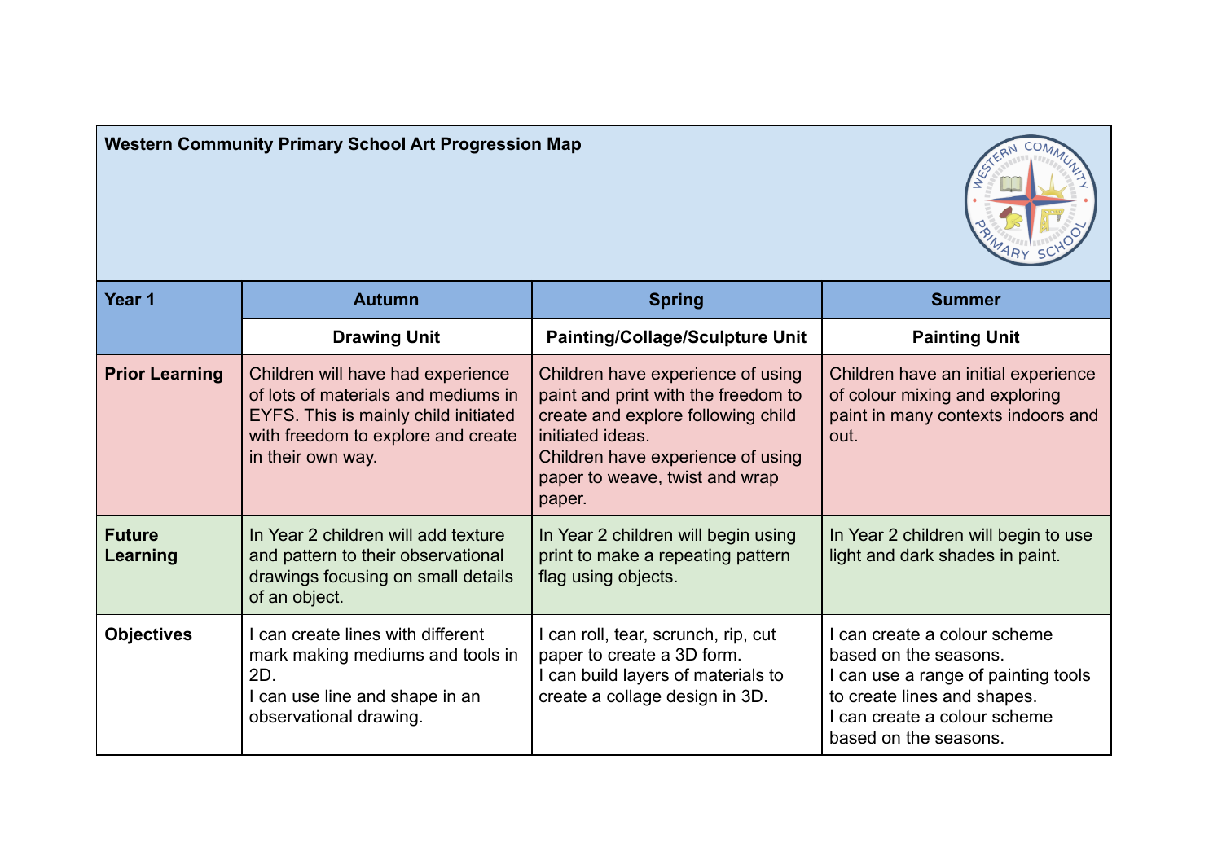| **Western Community Primary School Art Progression Map** | | | |
|---|---|---|---|
| **Year 1** | **Autumn** | **Spring** | **Summer** |
| | **Drawing Unit** | **Painting/Collage/Sculpture Unit** | **Painting Unit** |
| **Prior Learning** | Children will have had experience of lots of materials and mediums in EYFS. This is mainly child initiated with freedom to explore and create in their own way. | Children have experience of using paint and print with the freedom to create and explore following child initiated ideas.<br>Children have experience of using paper to weave, twist and wrap paper. | Children have an initial experience of colour mixing and exploring paint in many contexts indoors and out. |
| **Future Learning** | In Year 2 children will add texture and pattern to their observational drawings focusing on small details of an object. | In Year 2 children will begin using print to make a repeating pattern flag using objects. | In Year 2 children will begin to use light and dark shades in paint. |
| **Objectives** | I can create lines with different mark making mediums and tools in 2D.<br>I can use line and shape in an observational drawing. | I can roll, tear, scrunch, rip, cut paper to create a 3D form.<br>I can build layers of materials to create a collage design in 3D. | I can create a colour scheme based on the seasons.<br>I can use a range of painting tools to create lines and shapes.<br>I can create a colour scheme based on the seasons. |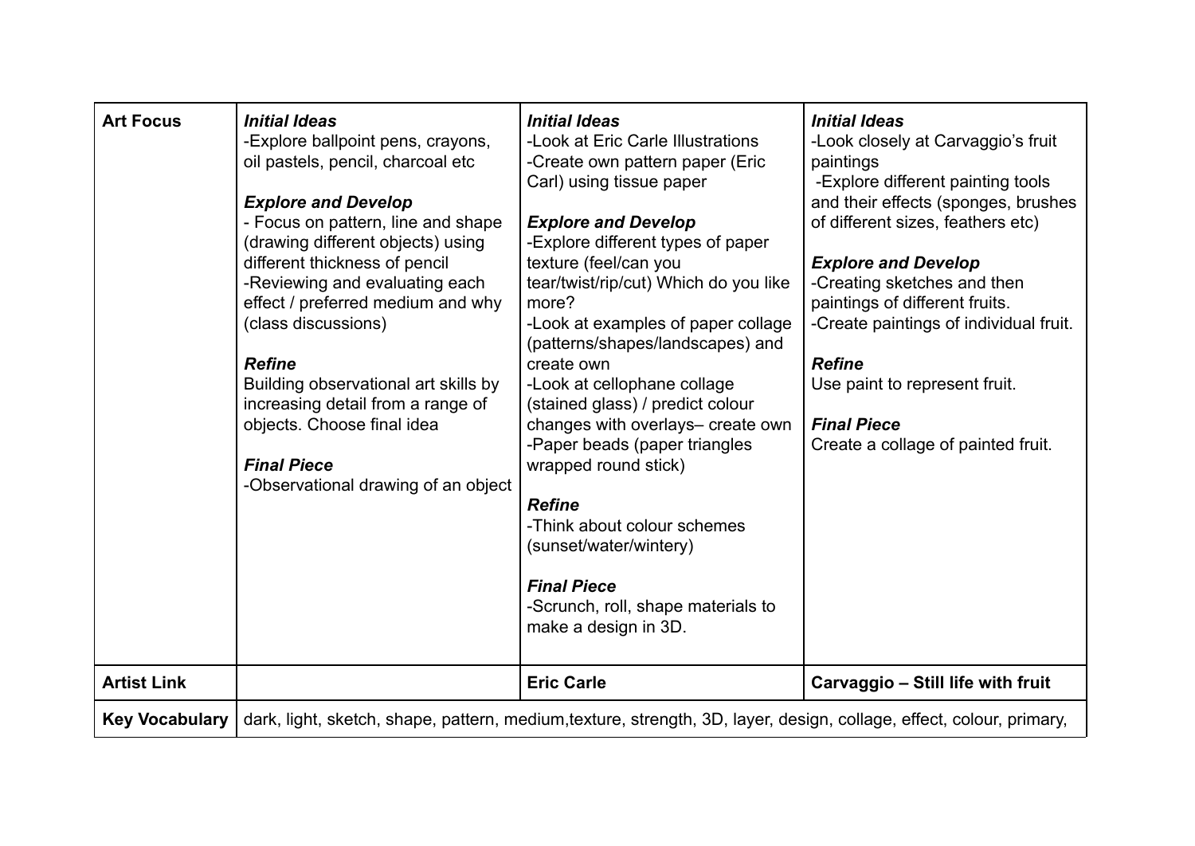| Art Focus | ***Initial Ideas***<br>-Explore ballpoint pens, crayons, oil pastels, pencil, charcoal etc<br><br>***Explore and Develop***<br>- Focus on pattern, line and shape (drawing different objects) using different thickness of pencil<br>-Reviewing and evaluating each effect / preferred medium and why (class discussions)<br><br>***Refine***<br>Building observational art skills by increasing detail from a range of objects. Choose final idea<br><br>***Final Piece***<br>-Observational drawing of an object | ***Initial Ideas***<br>-Look at Eric Carle Illustrations<br>-Create own pattern paper (Eric Carl) using tissue paper<br><br>***Explore and Develop***<br>-Explore different types of paper texture (feel/can you tear/twist/rip/cut) Which do you like more?<br>-Look at examples of paper collage (patterns/shapes/landscapes) and create own<br>-Look at cellophane collage (stained glass) / predict colour changes with overlays– create own<br>-Paper beads (paper triangles wrapped round stick)<br><br>***Refine***<br>-Think about colour schemes (sunset/water/wintery)<br><br>***Final Piece***<br>-Scrunch, roll, shape materials to make a design in 3D. | ***Initial Ideas***<br>-Look closely at Carvaggio's fruit paintings<br>-Explore different painting tools and their effects (sponges, brushes of different sizes, feathers etc)<br><br>***Explore and Develop***<br>-Creating sketches and then paintings of different fruits.<br>-Create paintings of individual fruit.<br><br>***Refine***<br>Use paint to represent fruit.<br><br>***Final Piece***<br>Create a collage of painted fruit. |
|---|---|---|---|
| **Artist Link** | | **Eric Carle** | **Carvaggio – Still life with fruit** |
| **Key Vocabulary** | dark, light, sketch, shape, pattern, medium,texture, strength, 3D, layer, design, collage, effect, colour, primary, | | |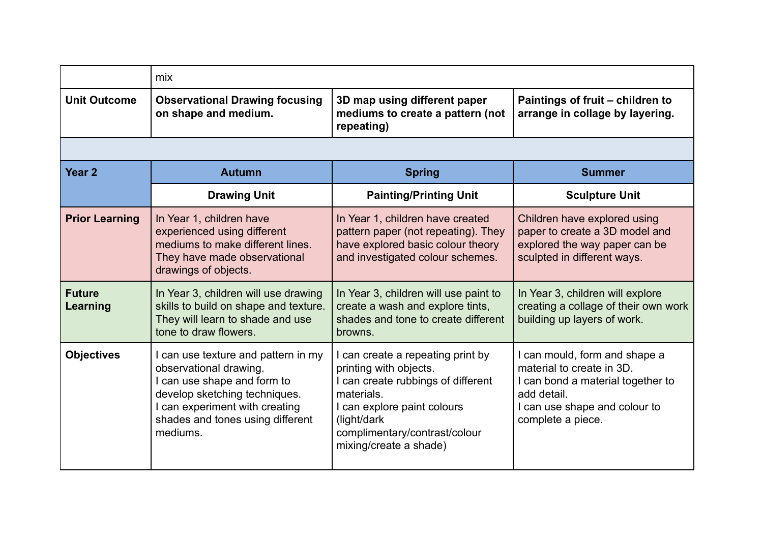| | | | |
|---|---|---|---|
| | mix | | |
| **Unit Outcome** | **Observational Drawing focusing on shape and medium.** | **3D map using different paper mediums to create a pattern (not repeating)** | **Paintings of fruit – children to arrange in collage by layering.** |
| | | | |
| **Year 2** | **Autumn** | **Spring** | **Summer** |
| | **Drawing Unit** | **Painting/Printing Unit** | **Sculpture Unit** |
| **Prior Learning** | In Year 1, children have experienced using different mediums to make different lines. They have made observational drawings of objects. | In Year 1, children have created pattern paper (not repeating). They have explored basic colour theory and investigated colour schemes. | Children have explored using paper to create a 3D model and explored the way paper can be sculpted in different ways. |
| **Future Learning** | In Year 3, children will use drawing skills to build on shape and texture. They will learn to shade and use tone to draw flowers. | In Year 3, children will use paint to create a wash and explore tints, shades and tone to create different browns. | In Year 3, children will explore creating a collage of their own work building up layers of work. |
| **Objectives** | I can use texture and pattern in my observational drawing.<br>I can use shape and form to develop sketching techniques.<br>I can experiment with creating shades and tones using different mediums. | I can create a repeating print by printing with objects.<br>I can create rubbings of different materials.<br>I can explore paint colours (light/dark complimentary/contrast/colour mixing/create a shade) | I can mould, form and shape a material to create in 3D.<br>I can bond a material together to add detail.<br>I can use shape and colour to complete a piece. |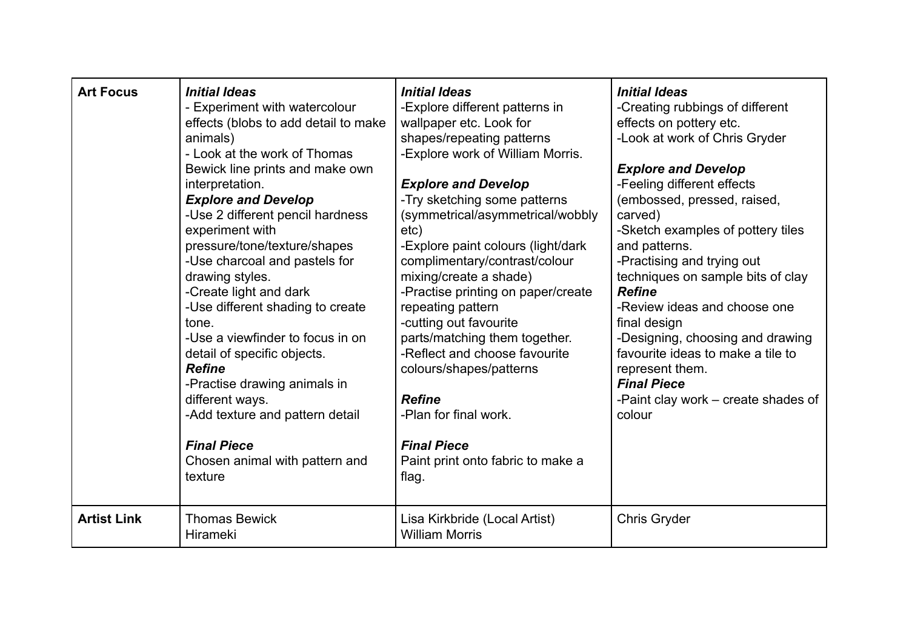| Art Focus | ***Initial Ideas***<br>- Experiment with watercolour effects (blobs to add detail to make animals)<br>- Look at the work of Thomas Bewick line prints and make own interpretation.<br>***Explore and Develop***<br>-Use 2 different pencil hardness experiment with pressure/tone/texture/shapes<br>-Use charcoal and pastels for drawing styles.<br>-Create light and dark<br>-Use different shading to create tone.<br>-Use a viewfinder to focus in on detail of specific objects.<br>***Refine***<br>-Practise drawing animals in different ways.<br>-Add texture and pattern detail<br><br>***Final Piece***<br>Chosen animal with pattern and texture | ***Initial Ideas***<br>-Explore different patterns in wallpaper etc. Look for shapes/repeating patterns<br>-Explore work of William Morris.<br><br>***Explore and Develop***<br>-Try sketching some patterns (symmetrical/asymmetrical/wobbly etc)<br>-Explore paint colours (light/dark complimentary/contrast/colour mixing/create a shade)<br>-Practise printing on paper/create repeating pattern<br>-cutting out favourite parts/matching them together.<br>-Reflect and choose favourite colours/shapes/patterns<br><br>***Refine***<br>-Plan for final work.<br><br>***Final Piece***<br>Paint print onto fabric to make a flag. | ***Initial Ideas***<br>-Creating rubbings of different effects on pottery etc.<br>-Look at work of Chris Gryder<br><br>***Explore and Develop***<br>-Feeling different effects (embossed, pressed, raised, carved)<br>-Sketch examples of pottery tiles and patterns.<br>-Practising and trying out techniques on sample bits of clay<br>***Refine***<br>-Review ideas and choose one final design<br>-Designing, choosing and drawing favourite ideas to make a tile to represent them.<br>***Final Piece***<br>-Paint clay work – create shades of colour |
|---|---|---|---|
| **Artist Link** | Thomas Bewick<br>Hirameki | Lisa Kirkbride (Local Artist)<br>William Morris | Chris Gryder |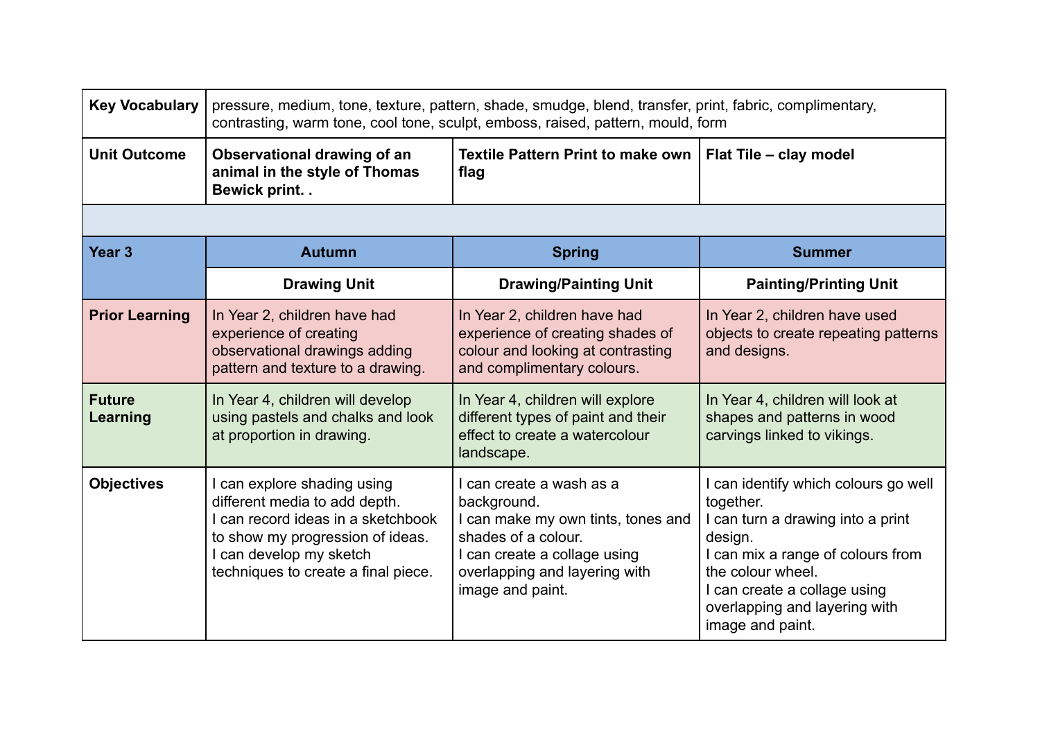| **Key Vocabulary** | pressure, medium, tone, texture, pattern, shade, smudge, blend, transfer, print, fabric, complimentary, contrasting, warm tone, cool tone, sculpt, emboss, raised, pattern, mould, form | | |
|---|---|---|---|
| **Unit Outcome** | **Observational drawing of an animal in the style of Thomas Bewick print. .** | **Textile Pattern Print to make own flag** | **Flat Tile – clay model** |
| | | | |
| **Year 3** | **Autumn** | **Spring** | **Summer** |
| | **Drawing Unit** | **Drawing/Painting Unit** | **Painting/Printing Unit** |
| **Prior Learning** | In Year 2, children have had experience of creating observational drawings adding pattern and texture to a drawing. | In Year 2, children have had experience of creating shades of colour and looking at contrasting and complimentary colours. | In Year 2, children have used objects to create repeating patterns and designs. |
| **Future Learning** | In Year 4, children will develop using pastels and chalks and look at proportion in drawing. | In Year 4, children will explore different types of paint and their effect to create a watercolour landscape. | In Year 4, children will look at shapes and patterns in wood carvings linked to vikings. |
| **Objectives** | I can explore shading using different media to add depth.<br>I can record ideas in a sketchbook to show my progression of ideas.<br>I can develop my sketch techniques to create a final piece. | I can create a wash as a background.<br>I can make my own tints, tones and shades of a colour.<br>I can create a collage using overlapping and layering with image and paint. | I can identify which colours go well together.<br>I can turn a drawing into a print design.<br>I can mix a range of colours from the colour wheel.<br>I can create a collage using overlapping and layering with image and paint. |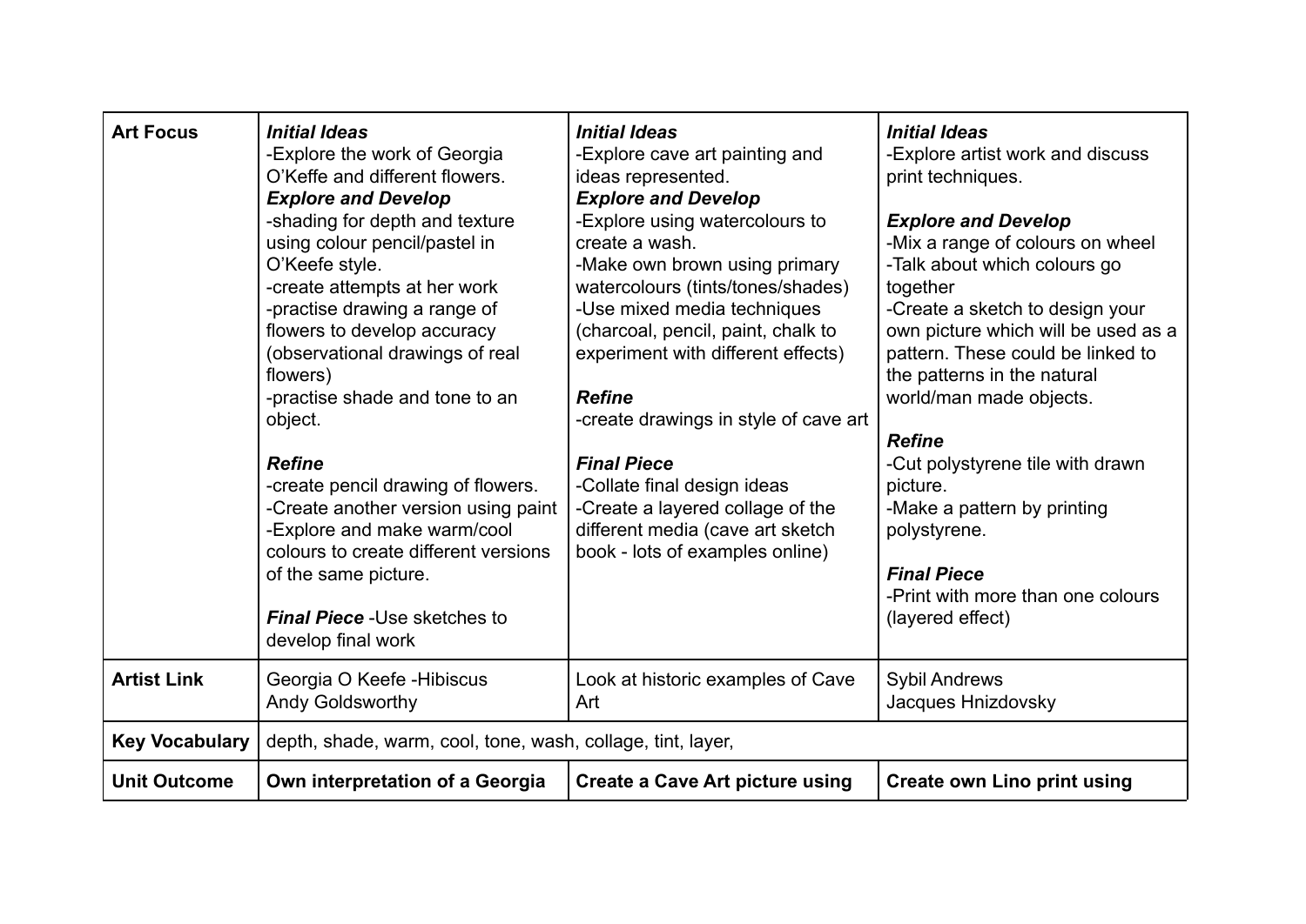| **Art Focus** | ***Initial Ideas*** -Explore the work of Georgia O'Keffe and different flowers. ***Explore and Develop*** -shading for depth and texture using colour pencil/pastel in O'Keefe style. -create attempts at her work -practise drawing a range of flowers to develop accuracy (observational drawings of real flowers) -practise shade and tone to an object. ***Refine*** -create pencil drawing of flowers. -Create another version using paint -Explore and make warm/cool colours to create different versions of the same picture. ***Final Piece*** -Use sketches to develop final work | ***Initial Ideas*** -Explore cave art painting and ideas represented. ***Explore and Develop*** -Explore using watercolours to create a wash. -Make own brown using primary watercolours (tints/tones/shades) -Use mixed media techniques (charcoal, pencil, paint, chalk to experiment with different effects) ***Refine*** -create drawings in style of cave art ***Final Piece*** -Collate final design ideas -Create a layered collage of the different media (cave art sketch book - lots of examples online) | ***Initial Ideas*** -Explore artist work and discuss print techniques. ***Explore and Develop*** -Mix a range of colours on wheel -Talk about which colours go together -Create a sketch to design your own picture which will be used as a pattern. These could be linked to the patterns in the natural world/man made objects. ***Refine*** -Cut polystyrene tile with drawn picture. -Make a pattern by printing polystyrene. ***Final Piece*** -Print with more than one colours (layered effect) |
|---|---|---|---|
| **Artist Link** | Georgia O Keefe -Hibiscus Andy Goldsworthy | Look at historic examples of Cave Art | Sybil Andrews Jacques Hnizdovsky |
| **Key Vocabulary** | depth, shade, warm, cool, tone, wash, collage, tint, layer, | | |
| **Unit Outcome** | **Own interpretation of a Georgia** | **Create a Cave Art picture using** | **Create own Lino print using** |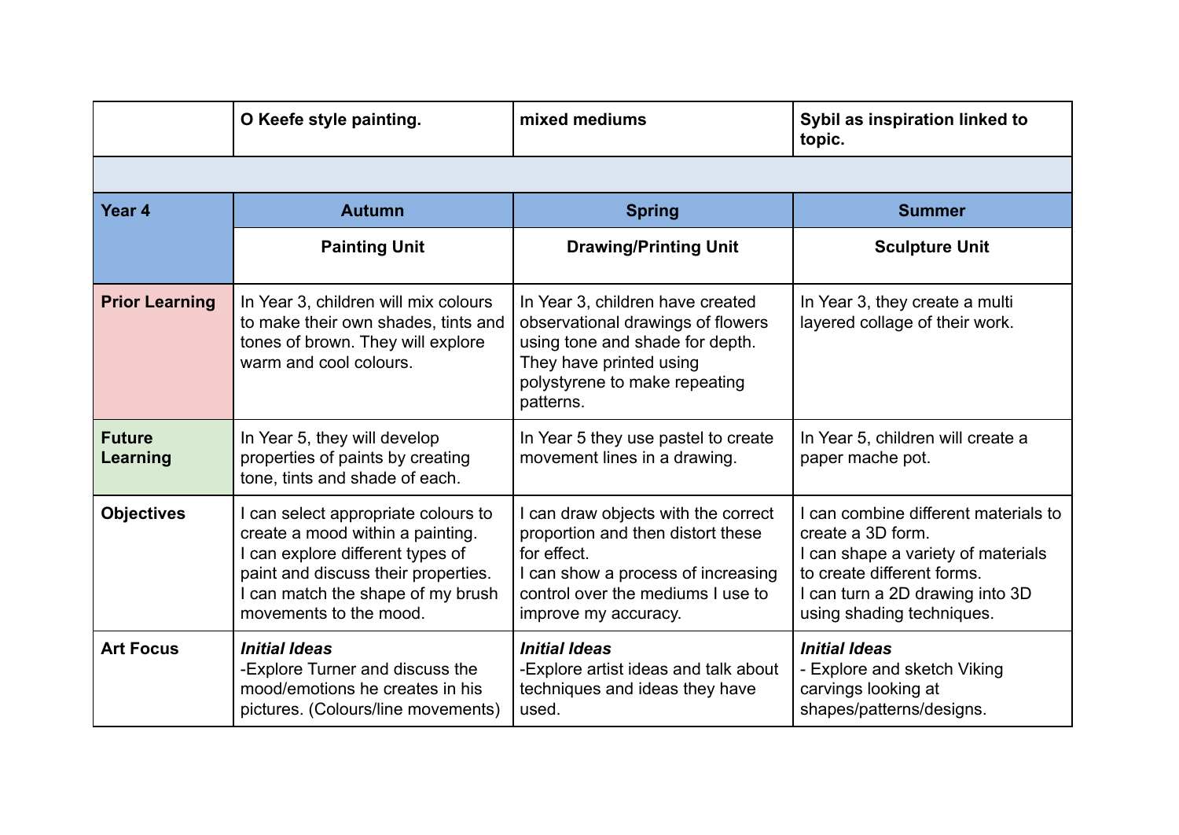| | O Keefe style painting. | mixed mediums | Sybil as inspiration linked to topic. |
|---|---|---|---|
| | | | |
| **Year 4** | **Autumn** | **Spring** | **Summer** |
| | **Painting Unit** | **Drawing/Printing Unit** | **Sculpture Unit** |
| **Prior Learning** | In Year 3, children will mix colours to make their own shades, tints and tones of brown. They will explore warm and cool colours. | In Year 3, children have created observational drawings of flowers using tone and shade for depth. They have printed using polystyrene to make repeating patterns. | In Year 3, they create a multi layered collage of their work. |
| **Future Learning** | In Year 5, they will develop properties of paints by creating tone, tints and shade of each. | In Year 5 they use pastel to create movement lines in a drawing. | In Year 5, children will create a paper mache pot. |
| **Objectives** | I can select appropriate colours to create a mood within a painting.<br>I can explore different types of paint and discuss their properties.<br>I can match the shape of my brush movements to the mood. | I can draw objects with the correct proportion and then distort these for effect.<br>I can show a process of increasing control over the mediums I use to improve my accuracy. | I can combine different materials to create a 3D form.<br>I can shape a variety of materials to create different forms.<br>I can turn a 2D drawing into 3D using shading techniques. |
| **Art Focus** | ***Initial Ideas***<br>-Explore Turner and discuss the mood/emotions he creates in his pictures. (Colours/line movements) | ***Initial Ideas***<br>-Explore artist ideas and talk about techniques and ideas they have used. | ***Initial Ideas***<br>- Explore and sketch Viking carvings looking at shapes/patterns/designs. |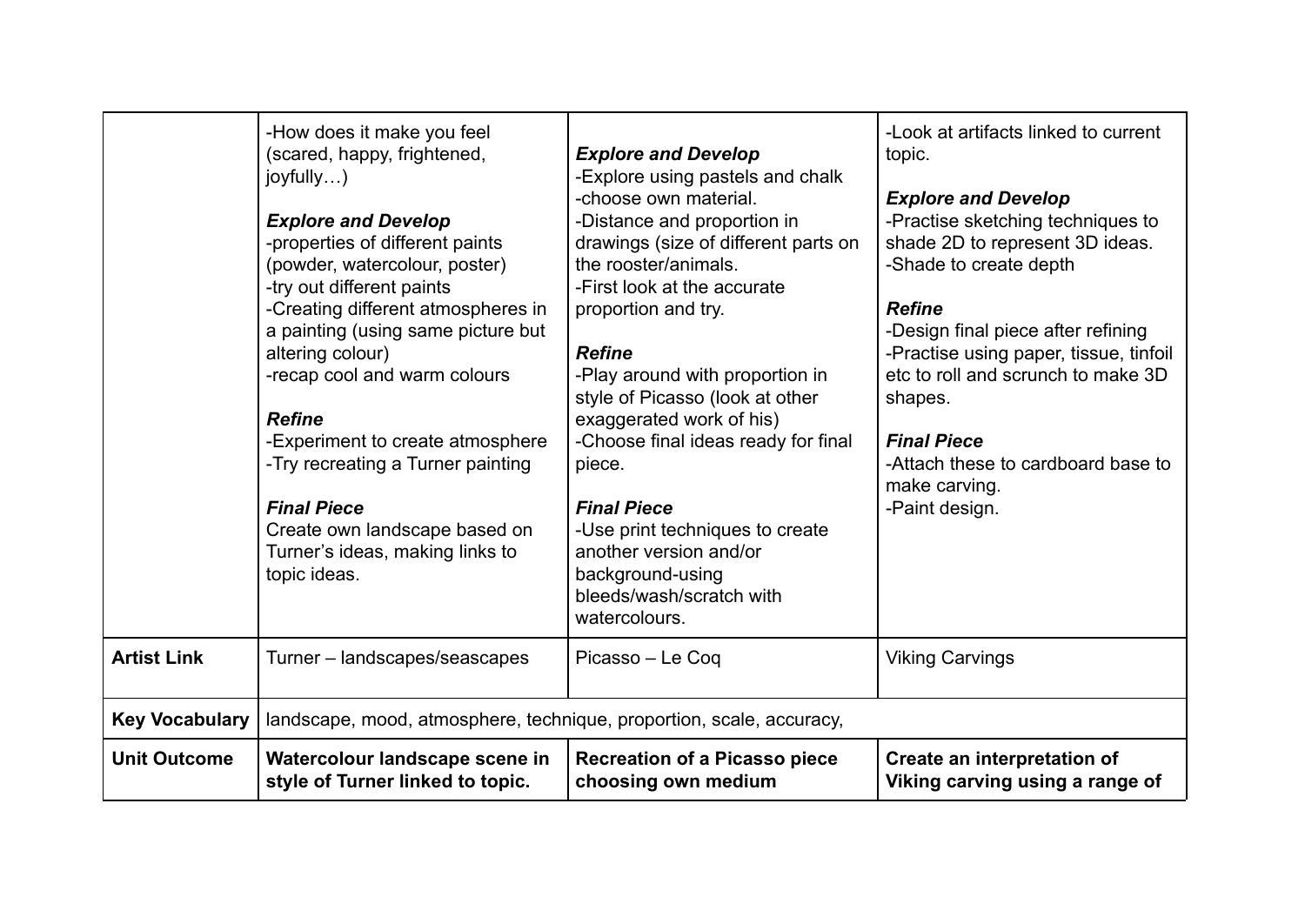| | | | |
|---|---|---|---|
| | -How does it make you feel (scared, happy, frightened, joyfully…)<br><br>***Explore and Develop***<br>-properties of different paints (powder, watercolour, poster)<br>-try out different paints<br>-Creating different atmospheres in a painting (using same picture but altering colour)<br>-recap cool and warm colours<br><br>***Refine***<br>-Experiment to create atmosphere<br>-Try recreating a Turner painting<br><br>***Final Piece***<br>Create own landscape based on Turner's ideas, making links to topic ideas. | ***Explore and Develop***<br>-Explore using pastels and chalk<br>-choose own material.<br>-Distance and proportion in drawings (size of different parts on the rooster/animals.<br>-First look at the accurate proportion and try.<br><br>***Refine***<br>-Play around with proportion in style of Picasso (look at other exaggerated work of his)<br>-Choose final ideas ready for final piece.<br><br>***Final Piece***<br>-Use print techniques to create another version and/or background-using bleeds/wash/scratch with watercolours. | -Look at artifacts linked to current topic.<br><br>***Explore and Develop***<br>-Practise sketching techniques to shade 2D to represent 3D ideas.<br>-Shade to create depth<br><br>***Refine***<br>-Design final piece after refining<br>-Practise using paper, tissue, tinfoil etc to roll and scrunch to make 3D shapes.<br><br>***Final Piece***<br>-Attach these to cardboard base to make carving.<br>-Paint design. |
| **Artist Link** | Turner – landscapes/seascapes | Picasso – Le Coq | Viking Carvings |
| **Key Vocabulary** | landscape, mood, atmosphere, technique, proportion, scale, accuracy, | | |
| **Unit Outcome** | **Watercolour landscape scene in style of Turner linked to topic.** | **Recreation of a Picasso piece choosing own medium** | **Create an interpretation of Viking carving using a range of** |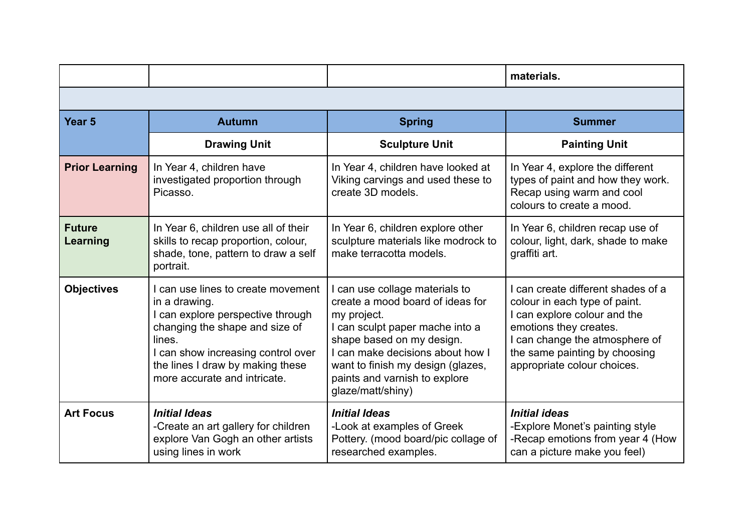| | | | materials. |
|---|---|---|---|
| | | | |
| **Year 5** | **Autumn** | **Spring** | **Summer** |
| | **Drawing Unit** | **Sculpture Unit** | **Painting Unit** |
| **Prior Learning** | In Year 4, children have investigated proportion through Picasso. | In Year 4, children have looked at Viking carvings and used these to create 3D models. | In Year 4, explore the different types of paint and how they work. Recap using warm and cool colours to create a mood. |
| **Future Learning** | In Year 6, children use all of their skills to recap proportion, colour, shade, tone, pattern to draw a self portrait. | In Year 6, children explore other sculpture materials like modrock to make terracotta models. | In Year 6, children recap use of colour, light, dark, shade to make graffiti art. |
| **Objectives** | I can use lines to create movement in a drawing.<br>I can explore perspective through changing the shape and size of lines.<br>I can show increasing control over the lines I draw by making these more accurate and intricate. | I can use collage materials to create a mood board of ideas for my project.<br>I can sculpt paper mache into a shape based on my design.<br>I can make decisions about how I want to finish my design (glazes, paints and varnish to explore glaze/matt/shiny) | I can create different shades of a colour in each type of paint.<br>I can explore colour and the emotions they creates.<br>I can change the atmosphere of the same painting by choosing appropriate colour choices. |
| **Art Focus** | ***Initial Ideas***<br>-Create an art gallery for children explore Van Gogh an other artists using lines in work | ***Initial Ideas***<br>-Look at examples of Greek Pottery. (mood board/pic collage of researched examples. | ***Initial ideas***<br>-Explore Monet's painting style<br>-Recap emotions from year 4 (How can a picture make you feel) |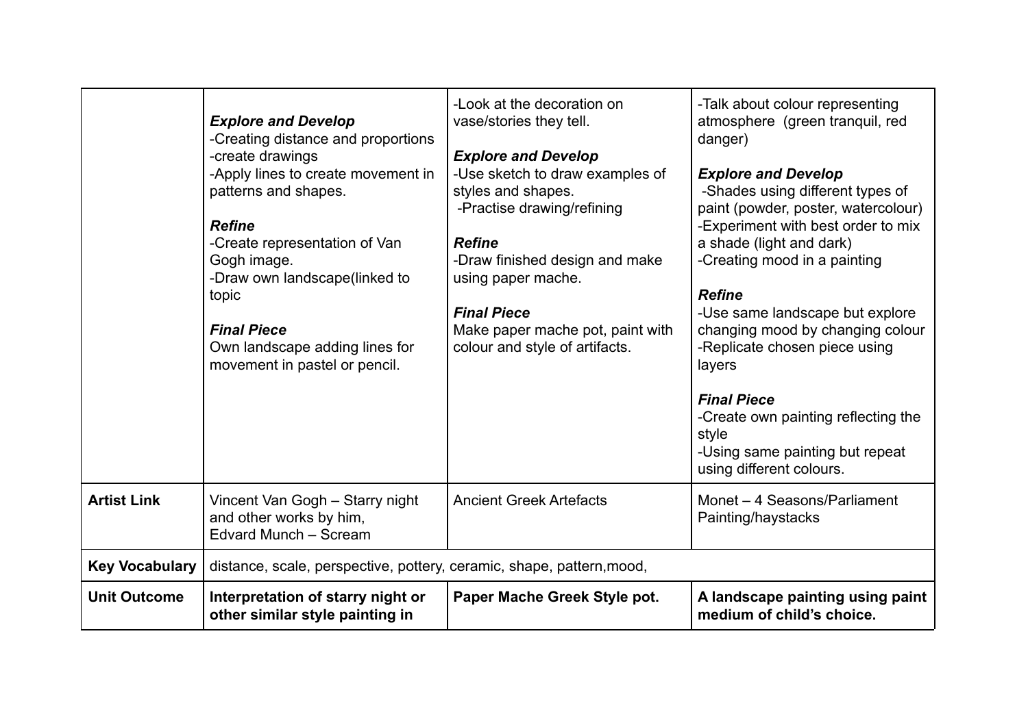| | | | |
|---|---|---|---|
| | ***Explore and Develop***<br>-Creating distance and proportions<br>-create drawings<br>-Apply lines to create movement in patterns and shapes.<br><br>***Refine***<br>-Create representation of Van Gogh image.<br>-Draw own landscape(linked to topic<br><br>***Final Piece***<br>Own landscape adding lines for movement in pastel or pencil. | -Look at the decoration on vase/stories they tell.<br><br>***Explore and Develop***<br>-Use sketch to draw examples of styles and shapes.<br>-Practise drawing/refining<br><br>***Refine***<br>-Draw finished design and make using paper mache.<br><br>***Final Piece***<br>Make paper mache pot, paint with colour and style of artifacts. | -Talk about colour representing atmosphere (green tranquil, red danger)<br><br>***Explore and Develop***<br>-Shades using different types of paint (powder, poster, watercolour)<br>-Experiment with best order to mix a shade (light and dark)<br>-Creating mood in a painting<br><br>***Refine***<br>-Use same landscape but explore changing mood by changing colour<br>-Replicate chosen piece using layers<br><br>***Final Piece***<br>-Create own painting reflecting the style<br>-Using same painting but repeat using different colours. |
| **Artist Link** | Vincent Van Gogh – Starry night and other works by him,<br>Edvard Munch – Scream | Ancient Greek Artefacts | Monet – 4 Seasons/Parliament Painting/haystacks |
| **Key Vocabulary** | distance, scale, perspective, pottery, ceramic, shape, pattern,mood, | | |
| **Unit Outcome** | **Interpretation of starry night or other similar style painting in** | **Paper Mache Greek Style pot.** | **A landscape painting using paint medium of child's choice.** |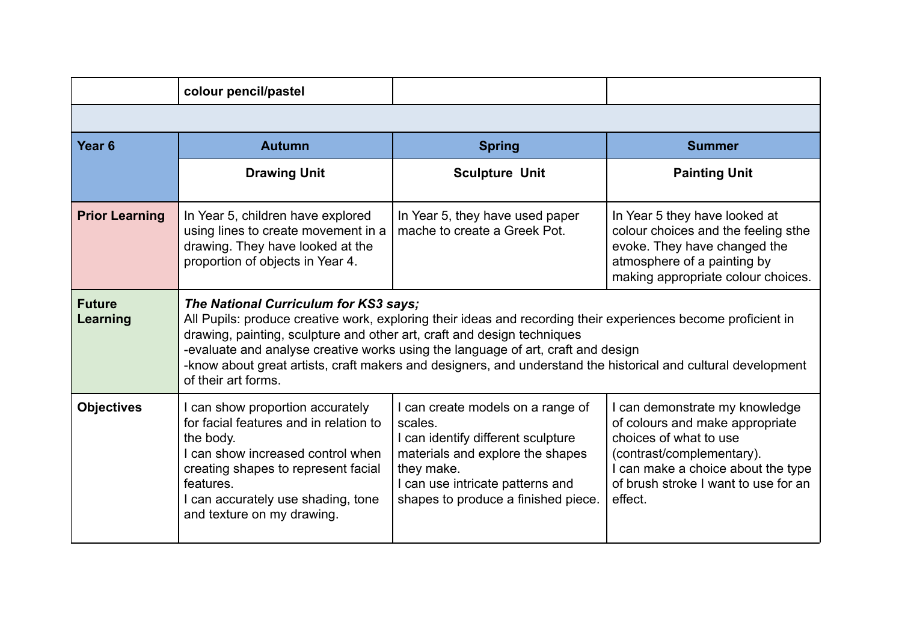| | colour pencil/pastel | | |
|---|---|---|---|
| | | | |
| **Year 6** | **Autumn** | **Spring** | **Summer** |
| | **Drawing Unit** | **Sculpture Unit** | **Painting Unit** |
| **Prior Learning** | In Year 5, children have explored using lines to create movement in a drawing. They have looked at the proportion of objects in Year 4. | In Year 5, they have used paper mache to create a Greek Pot. | In Year 5 they have looked at colour choices and the feeling sthe evoke. They have changed the atmosphere of a painting by making appropriate colour choices. |
| **Future Learning** | ***The National Curriculum for KS3 says;*** All Pupils: produce creative work, exploring their ideas and recording their experiences become proficient in drawing, painting, sculpture and other art, craft and design techniques<br>-evaluate and analyse creative works using the language of art, craft and design<br>-know about great artists, craft makers and designers, and understand the historical and cultural development of their art forms. | | |
| **Objectives** | I can show proportion accurately for facial features and in relation to the body.<br>I can show increased control when creating shapes to represent facial features.<br>I can accurately use shading, tone and texture on my drawing. | I can create models on a range of scales.<br>I can identify different sculpture materials and explore the shapes they make.<br>I can use intricate patterns and shapes to produce a finished piece. | I can demonstrate my knowledge of colours and make appropriate choices of what to use (contrast/complementary).<br>I can make a choice about the type of brush stroke I want to use for an effect. |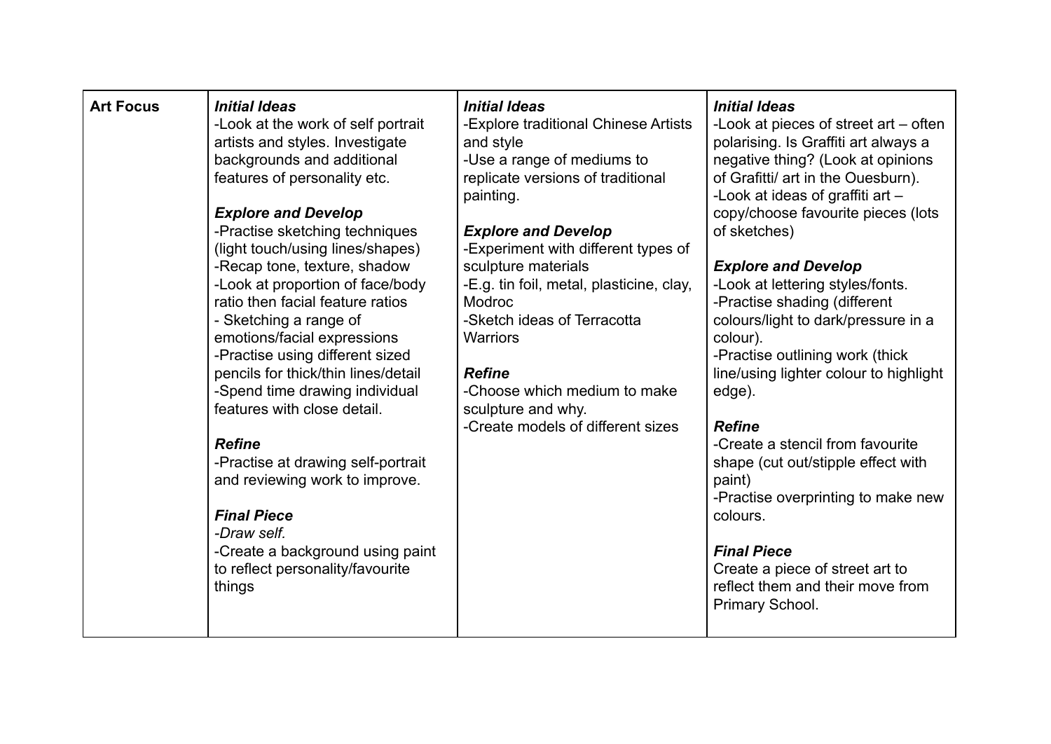| | | | |
|---|---|---|---|
| **Art Focus** | ***Initial Ideas***<br>-Look at the work of self portrait artists and styles. Investigate backgrounds and additional features of personality etc.<br><br>***Explore and Develop***<br>-Practise sketching techniques (light touch/using lines/shapes)<br>-Recap tone, texture, shadow<br>-Look at proportion of face/body ratio then facial feature ratios<br>- Sketching a range of emotions/facial expressions<br>-Practise using different sized pencils for thick/thin lines/detail<br>-Spend time drawing individual features with close detail.<br><br>***Refine***<br>-Practise at drawing self-portrait and reviewing work to improve.<br><br>***Final Piece***<br>*-Draw self.*<br>-Create a background using paint to reflect personality/favourite things | ***Initial Ideas***<br>-Explore traditional Chinese Artists and style<br>-Use a range of mediums to replicate versions of traditional painting.<br><br>***Explore and Develop***<br>-Experiment with different types of sculpture materials<br>-E.g. tin foil, metal, plasticine, clay, Modroc<br>-Sketch ideas of Terracotta Warriors<br><br>***Refine***<br>-Choose which medium to make sculpture and why.<br>-Create models of different sizes | ***Initial Ideas***<br>-Look at pieces of street art – often polarising. Is Graffiti art always a negative thing? (Look at opinions of Grafitti/ art in the Ouesburn).<br>-Look at ideas of graffiti art – copy/choose favourite pieces (lots of sketches)<br><br>***Explore and Develop***<br>-Look at lettering styles/fonts.<br>-Practise shading (different colours/light to dark/pressure in a colour).<br>-Practise outlining work (thick line/using lighter colour to highlight edge).<br><br>***Refine***<br>-Create a stencil from favourite shape (cut out/stipple effect with paint)<br>-Practise overprinting to make new colours.<br><br>***Final Piece***<br>Create a piece of street art to reflect them and their move from Primary School. |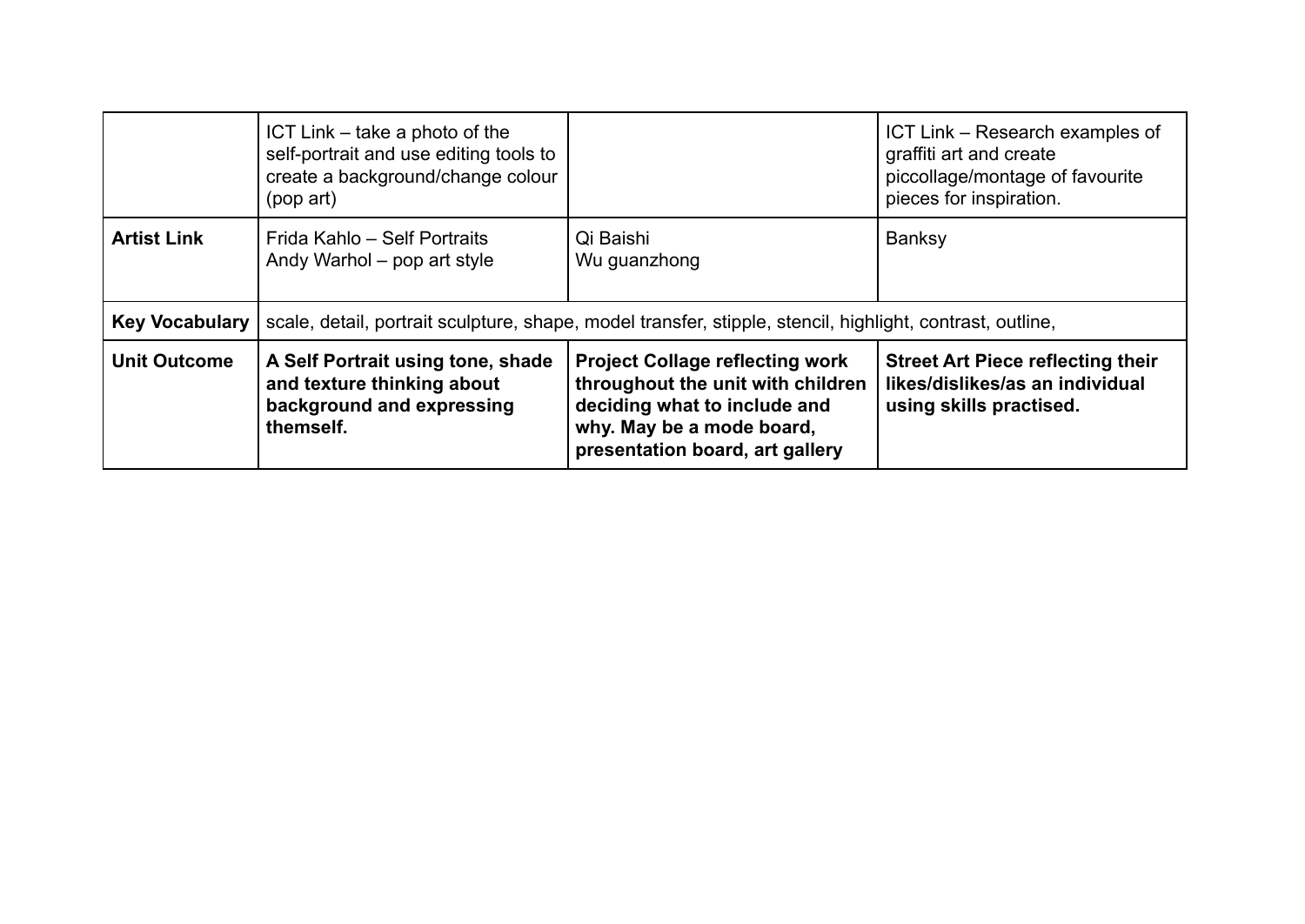| | | | |
|---|---|---|---|
| | ICT Link – take a photo of the self-portrait and use editing tools to create a background/change colour (pop art) | | ICT Link – Research examples of graffiti art and create piccollage/montage of favourite pieces for inspiration. |
| **Artist Link** | Frida Kahlo – Self Portraits<br>Andy Warhol – pop art style | Qi Baishi<br>Wu guanzhong | Banksy |
| **Key Vocabulary** | scale, detail, portrait sculpture, shape, model transfer, stipple, stencil, highlight, contrast, outline, | | |
| **Unit Outcome** | **A Self Portrait using tone, shade and texture thinking about background and expressing themself.** | **Project Collage reflecting work throughout the unit with children deciding what to include and why. May be a mode board, presentation board, art gallery** | **Street Art Piece reflecting their likes/dislikes/as an individual using skills practised.** |